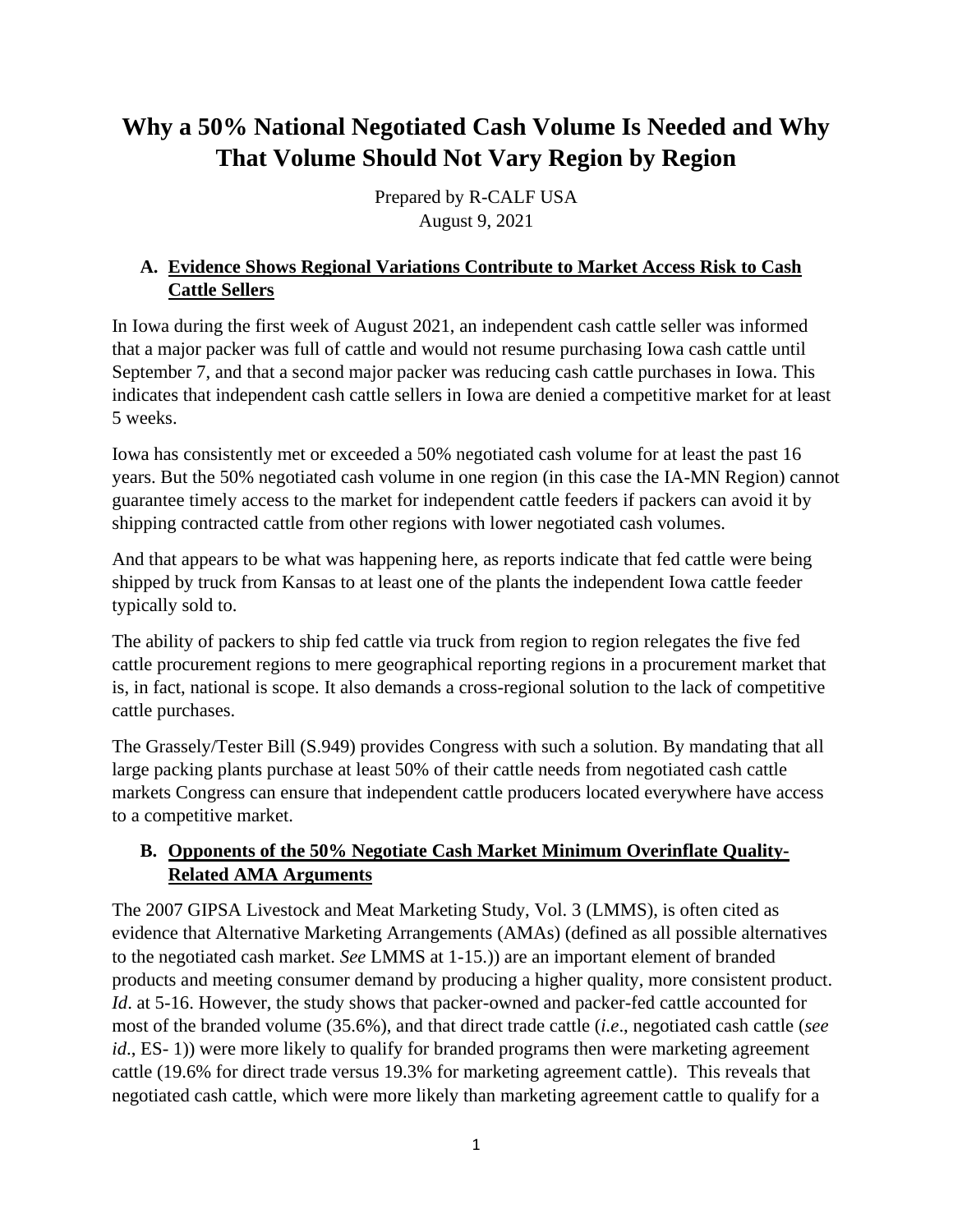# Why a 50% National Negotiated Cash Volume Is Needed and Why That Volume Should Not Vary Region by Region

Prepared by R-CALF USA
August 9, 2021

## A. Evidence Shows Regional Variations Contribute to Market Access Risk to Cash Cattle Sellers

In Iowa during the first week of August 2021, an independent cash cattle seller was informed that a major packer was full of cattle and would not resume purchasing Iowa cash cattle until September 7, and that a second major packer was reducing cash cattle purchases in Iowa. This indicates that independent cash cattle sellers in Iowa are denied a competitive market for at least 5 weeks.

Iowa has consistently met or exceeded a 50% negotiated cash volume for at least the past 16 years. But the 50% negotiated cash volume in one region (in this case the IA-MN Region) cannot guarantee timely access to the market for independent cattle feeders if packers can avoid it by shipping contracted cattle from other regions with lower negotiated cash volumes.

And that appears to be what was happening here, as reports indicate that fed cattle were being shipped by truck from Kansas to at least one of the plants the independent Iowa cattle feeder typically sold to.

The ability of packers to ship fed cattle via truck from region to region relegates the five fed cattle procurement regions to mere geographical reporting regions in a procurement market that is, in fact, national is scope. It also demands a cross-regional solution to the lack of competitive cattle purchases.

The Grassely/Tester Bill (S.949) provides Congress with such a solution. By mandating that all large packing plants purchase at least 50% of their cattle needs from negotiated cash cattle markets Congress can ensure that independent cattle producers located everywhere have access to a competitive market.

## B. Opponents of the 50% Negotiate Cash Market Minimum Overinflate Quality-Related AMA Arguments

The 2007 GIPSA Livestock and Meat Marketing Study, Vol. 3 (LMMS), is often cited as evidence that Alternative Marketing Arrangements (AMAs) (defined as all possible alternatives to the negotiated cash market. *See* LMMS at 1-15.)) are an important element of branded products and meeting consumer demand by producing a higher quality, more consistent product. *Id*. at 5-16. However, the study shows that packer-owned and packer-fed cattle accounted for most of the branded volume (35.6%), and that direct trade cattle (*i.e*., negotiated cash cattle (*see id*., ES- 1)) were more likely to qualify for branded programs then were marketing agreement cattle (19.6% for direct trade versus 19.3% for marketing agreement cattle). This reveals that negotiated cash cattle, which were more likely than marketing agreement cattle to qualify for a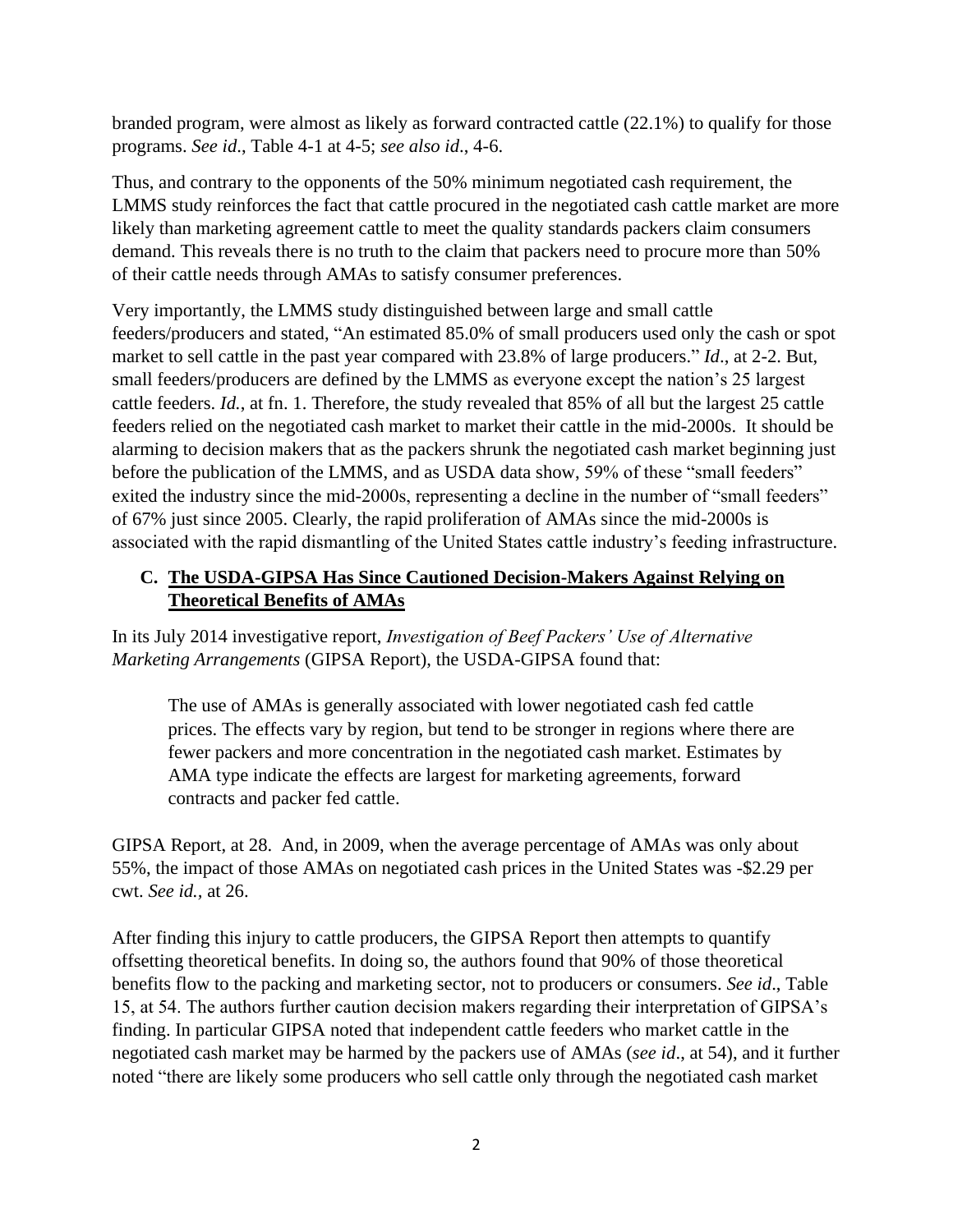branded program, were almost as likely as forward contracted cattle (22.1%) to qualify for those programs. *See id*., Table 4-1 at 4-5; *see also id*., 4-6.

Thus, and contrary to the opponents of the 50% minimum negotiated cash requirement, the LMMS study reinforces the fact that cattle procured in the negotiated cash cattle market are more likely than marketing agreement cattle to meet the quality standards packers claim consumers demand. This reveals there is no truth to the claim that packers need to procure more than 50% of their cattle needs through AMAs to satisfy consumer preferences.

Very importantly, the LMMS study distinguished between large and small cattle feeders/producers and stated, "An estimated 85.0% of small producers used only the cash or spot market to sell cattle in the past year compared with 23.8% of large producers." *Id*., at 2-2. But, small feeders/producers are defined by the LMMS as everyone except the nation's 25 largest cattle feeders. *Id.*, at fn. 1. Therefore, the study revealed that 85% of all but the largest 25 cattle feeders relied on the negotiated cash market to market their cattle in the mid-2000s. It should be alarming to decision makers that as the packers shrunk the negotiated cash market beginning just before the publication of the LMMS, and as USDA data show, 59% of these "small feeders" exited the industry since the mid-2000s, representing a decline in the number of "small feeders" of 67% just since 2005. Clearly, the rapid proliferation of AMAs since the mid-2000s is associated with the rapid dismantling of the United States cattle industry's feeding infrastructure.

### C. <u>The USDA-GIPSA Has Since Cautioned Decision-Makers Against Relying on Theoretical Benefits of AMAs</u>

In its July 2014 investigative report, *Investigation of Beef Packers' Use of Alternative Marketing Arrangements* (GIPSA Report), the USDA-GIPSA found that:

> The use of AMAs is generally associated with lower negotiated cash fed cattle prices. The effects vary by region, but tend to be stronger in regions where there are fewer packers and more concentration in the negotiated cash market. Estimates by AMA type indicate the effects are largest for marketing agreements, forward contracts and packer fed cattle.

GIPSA Report, at 28. And, in 2009, when the average percentage of AMAs was only about 55%, the impact of those AMAs on negotiated cash prices in the United States was -$2.29 per cwt. *See id.*, at 26.

After finding this injury to cattle producers, the GIPSA Report then attempts to quantify offsetting theoretical benefits. In doing so, the authors found that 90% of those theoretical benefits flow to the packing and marketing sector, not to producers or consumers. *See id*., Table 15, at 54. The authors further caution decision makers regarding their interpretation of GIPSA's finding. In particular GIPSA noted that independent cattle feeders who market cattle in the negotiated cash market may be harmed by the packers use of AMAs (*see id*., at 54), and it further noted "there are likely some producers who sell cattle only through the negotiated cash market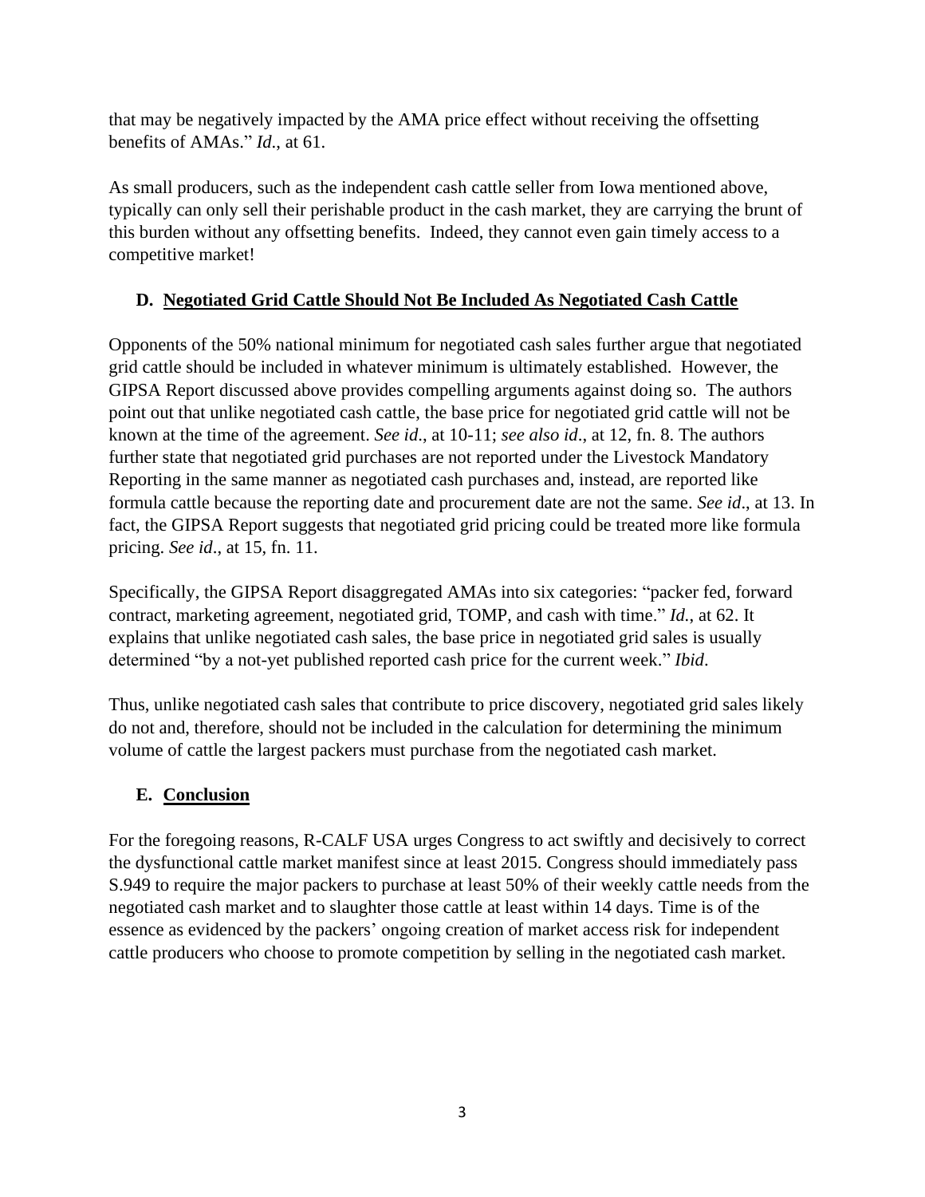that may be negatively impacted by the AMA price effect without receiving the offsetting benefits of AMAs." *Id*., at 61.

As small producers, such as the independent cash cattle seller from Iowa mentioned above, typically can only sell their perishable product in the cash market, they are carrying the brunt of this burden without any offsetting benefits. Indeed, they cannot even gain timely access to a competitive market!

### D. Negotiated Grid Cattle Should Not Be Included As Negotiated Cash Cattle

Opponents of the 50% national minimum for negotiated cash sales further argue that negotiated grid cattle should be included in whatever minimum is ultimately established. However, the GIPSA Report discussed above provides compelling arguments against doing so. The authors point out that unlike negotiated cash cattle, the base price for negotiated grid cattle will not be known at the time of the agreement. *See id*., at 10-11; *see also id*., at 12, fn. 8. The authors further state that negotiated grid purchases are not reported under the Livestock Mandatory Reporting in the same manner as negotiated cash purchases and, instead, are reported like formula cattle because the reporting date and procurement date are not the same. *See id*., at 13. In fact, the GIPSA Report suggests that negotiated grid pricing could be treated more like formula pricing. *See id*., at 15, fn. 11.

Specifically, the GIPSA Report disaggregated AMAs into six categories: "packer fed, forward contract, marketing agreement, negotiated grid, TOMP, and cash with time." *Id.*, at 62. It explains that unlike negotiated cash sales, the base price in negotiated grid sales is usually determined "by a not-yet published reported cash price for the current week." *Ibid*.

Thus, unlike negotiated cash sales that contribute to price discovery, negotiated grid sales likely do not and, therefore, should not be included in the calculation for determining the minimum volume of cattle the largest packers must purchase from the negotiated cash market.

### E. Conclusion

For the foregoing reasons, R-CALF USA urges Congress to act swiftly and decisively to correct the dysfunctional cattle market manifest since at least 2015. Congress should immediately pass S.949 to require the major packers to purchase at least 50% of their weekly cattle needs from the negotiated cash market and to slaughter those cattle at least within 14 days. Time is of the essence as evidenced by the packers' ongoing creation of market access risk for independent cattle producers who choose to promote competition by selling in the negotiated cash market.